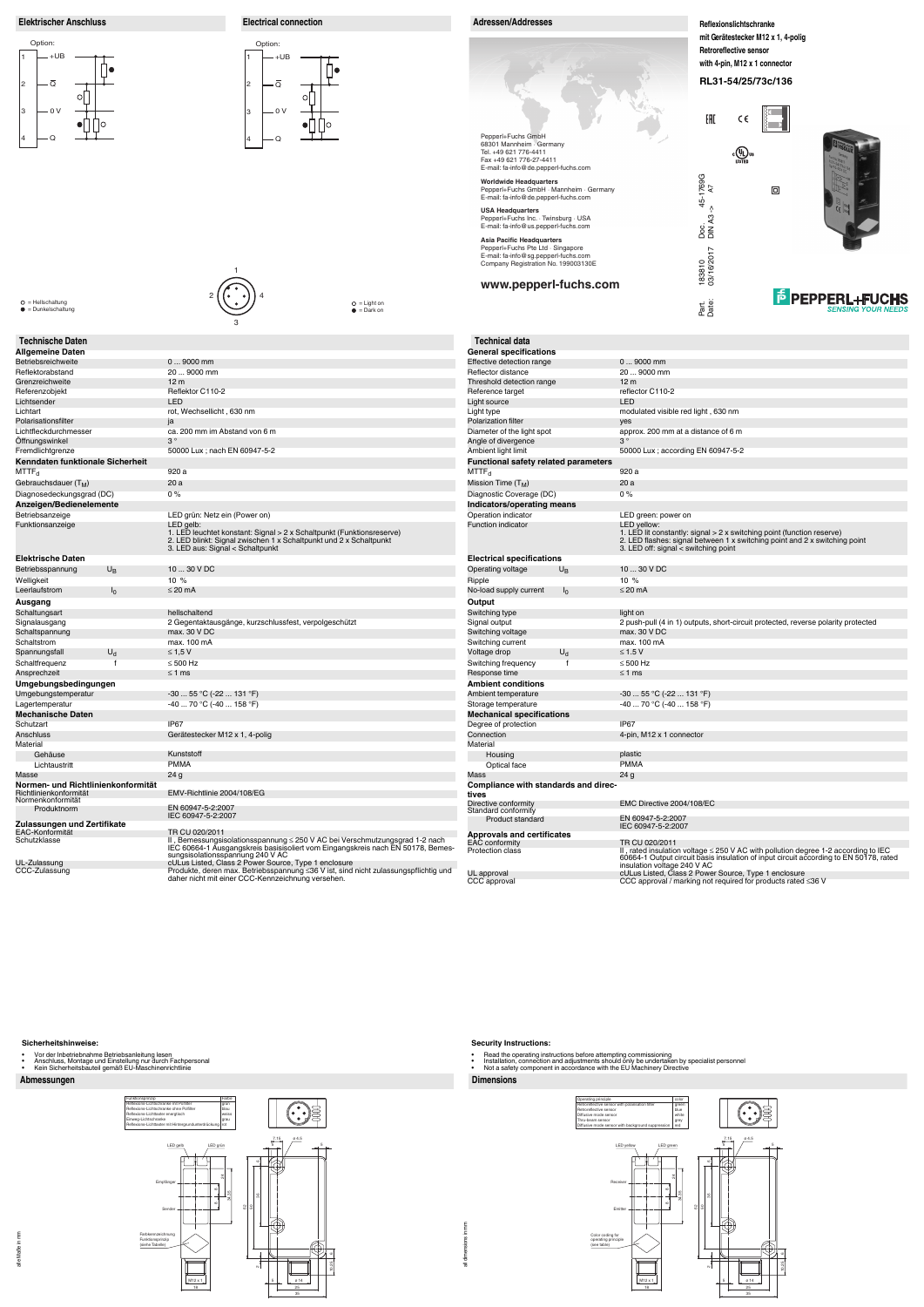# Reflexionslichtschranke mit Gerätestecker M12 x 1, 4-polig

# Retroreflective sensor with 4-pin, M12 x 1 connector

## RL31-54/25/73c/136

Part. 183810 Doc. 45-1769G
Date: 03/16/2017 DIN A3 -> A7

## Elektrischer Anschluss

Option:

1 +UB
2 Q̄
3 0 V
4 Q

○ = Hellschaltung
● = Dunkelschaltung

## Electrical connection

Option:

1 +UB
2 Q̄
3 0 V
4 Q

○ = Light on
● = Dark on

## Adressen/Addresses

Pepperl+Fuchs GmbH
68301 Mannheim · Germany
Tel. +49 621 776-4411
Fax +49 621 776-27-4411
E-mail: fa-info@de.pepperl-fuchs.com

**Worldwide Headquarters**
Pepperl+Fuchs GmbH · Mannheim · Germany
E-mail: fa-info@de.pepperl-fuchs.com

**USA Headquarters**
Pepperl+Fuchs Inc. · Twinsburg · USA
E-mail: fa-info@us.pepperl-fuchs.com

**Asia Pacific Headquarters**
Pepperl+Fuchs Pte Ltd · Singapore
E-mail: fa-info@sg.pepperl-fuchs.com
Company Registration No. 199003130E

**www.pepperl-fuchs.com**

PEPPERL+FUCHS
SENSING YOUR NEEDS

## Technische Daten

| **Allgemeine Daten** | |
|---|---|
| Betriebsreichweite | 0 ... 9000 mm |
| Reflektorabstand | 20 ... 9000 mm |
| Grenzreichweite | 12 m |
| Referenzobjekt | Reflektor C110-2 |
| Lichtsender | LED |
| Lichtart | rot, Wechsellicht , 630 nm |
| Polarisationsfilter | ja |
| Lichtfleckdurchmesser | ca. 200 mm im Abstand von 6 m |
| Öffnungswinkel | 3 ° |
| Fremdlichtgrenze | 50000 Lux ; nach EN 60947-5-2 |
| **Kenndaten funktionale Sicherheit** | |
| $MTTF_d$ | 920 a |
| Gebrauchsdauer ($T_M$) | 20 a |
| Diagnosedeckungsgrad (DC) | 0 % |
| **Anzeigen/Bedienelemente** | |
| Betriebsanzeige | LED grün: Netz ein (Power on) |
| Funktionsanzeige | LED gelb:<br>1. LED leuchtet konstant: Signal > 2 x Schaltpunkt (Funktionsreserve)<br>2. LED blinkt: Signal zwischen 1 x Schaltpunkt und 2 x Schaltpunkt<br>3. LED aus: Signal < Schaltpunkt |
| **Elektrische Daten** | |
| Betriebsspannung $U_B$ | 10 ... 30 V DC |
| Welligkeit | 10 % |
| Leerlaufstrom $I_0$ | ≤ 20 mA |
| **Ausgang** | |
| Schaltungsart | hellschaltend |
| Signalausgang | 2 Gegentaktausgänge, kurzschlussfest, verpolgeschützt |
| Schaltspannung | max. 30 V DC |
| Schaltstrom | max. 100 mA |
| Spannungsfall $U_d$ | ≤ 1,5 V |
| Schaltfrequenz f | ≤ 500 Hz |
| Ansprechzeit | ≤ 1 ms |
| **Umgebungsbedingungen** | |
| Umgebungstemperatur | -30 ... 55 °C (-22 ... 131 °F) |
| Lagertemperatur | -40 ... 70 °C (-40 ... 158 °F) |
| **Mechanische Daten** | |
| Schutzart | IP67 |
| Anschluss | Gerätestecker M12 x 1, 4-polig |
| Material | |
| Gehäuse | Kunststoff |
| Lichtaustritt | PMMA |
| Masse | 24 g |
| **Normen- und Richtlinienkonformität** | |
| Richtlinienkonformität | EMV-Richtlinie 2004/108/EG |
| Normenkonformität | |
| Produktnorm | EN 60947-5-2:2007<br>IEC 60947-5-2:2007 |
| **Zulassungen und Zertifikate** | |
| EAC-Konformität | TR CU 020/2011 |
| Schutzklasse | II , Bemessungsisolationsspannung ≤ 250 V AC bei Verschmutzungsgrad 1-2 nach IEC 60664-1 Ausgangskreis basisisoliert vom Eingangskreis nach EN 50178, Bemessungsisolationsspannung 240 V AC |
| UL-Zulassung | cULus Listed, Class 2 Power Source, Type 1 enclosure |
| CCC-Zulassung | Produkte, deren max. Betriebsspannung ≤36 V ist, sind nicht zulassungspflichtig und daher nicht mit einer CCC-Kennzeichnung versehen. |

## Technical data

| **General specifications** | |
|---|---|
| Effective detection range | 0 ... 9000 mm |
| Reflector distance | 20 ... 9000 mm |
| Threshold detection range | 12 m |
| Reference target | reflector C110-2 |
| Light source | LED |
| Light type | modulated visible red light , 630 nm |
| Polarization filter | yes |
| Diameter of the light spot | approx. 200 mm at a distance of 6 m |
| Angle of divergence | 3 ° |
| Ambient light limit | 50000 Lux ; according EN 60947-5-2 |
| **Functional safety related parameters** | |
| $MTTF_d$ | 920 a |
| Mission Time ($T_M$) | 20 a |
| Diagnostic Coverage (DC) | 0 % |
| **Indicators/operating means** | |
| Operation indicator | LED green: power on |
| Function indicator | LED yellow:<br>1. LED lit constantly: signal > 2 x switching point (function reserve)<br>2. LED flashes: signal between 1 x switching point and 2 x switching point<br>3. LED off: signal < switching point |
| **Electrical specifications** | |
| Operating voltage $U_B$ | 10 ... 30 V DC |
| Ripple | 10 % |
| No-load supply current $I_0$ | ≤ 20 mA |
| **Output** | |
| Switching type | light on |
| Signal output | 2 push-pull (4 in 1) outputs, short-circuit protected, reverse polarity protected |
| Switching voltage | max. 30 V DC |
| Switching current | max. 100 mA |
| Voltage drop $U_d$ | ≤ 1.5 V |
| Switching frequency f | ≤ 500 Hz |
| Response time | ≤ 1 ms |
| **Ambient conditions** | |
| Ambient temperature | -30 ... 55 °C (-22 ... 131 °F) |
| Storage temperature | -40 ... 70 °C (-40 ... 158 °F) |
| **Mechanical specifications** | |
| Degree of protection | IP67 |
| Connection | 4-pin, M12 x 1 connector |
| Material | |
| Housing | plastic |
| Optical face | PMMA |
| Mass | 24 g |
| **Compliance with standards and directives** | |
| Directive conformity | EMC Directive 2004/108/EC |
| Standard conformity | |
| Product standard | EN 60947-5-2:2007<br>IEC 60947-5-2:2007 |
| **Approvals and certificates** | |
| EAC conformity | TR CU 020/2011 |
| Protection class | II , rated insulation voltage ≤ 250 V AC with pollution degree 1-2 according to IEC 60664-1 Output circuit basis insulation of input circuit according to EN 50178, rated insulation voltage 240 V AC |
| UL approval | cULus Listed, Class 2 Power Source, Type 1 enclosure |
| CCC approval | CCC approval / marking not required for products rated ≤36 V |

## Sicherheitshinweise:

- Vor der Inbetriebnahme Betriebsanleitung lesen
- Anschluss, Montage und Einstellung nur durch Fachpersonal
- Kein Sicherheitsbauteil gemäß EU-Maschinenrichtlinie

## Security Instructions:

- Read the operating instructions before attempting commissioning
- Installation, connection and adjustments should only be undertaken by specialist personnel
- Not a safety component in accordance with the EU Machinery Directive

## Abmessungen

alle Maße in mm

| Funktionsprinzip | Farbe |
|---|---|
| Reflexions-Lichtschranke mit Polfilter | grün |
| Reflexions-Lichtschranke ohne Polfilter | blau |
| Reflexions-Lichttaster energetisch | weiss |
| Einweg-Lichtschranke | grau |
| Reflexions-Lichttaster mit Hintergrundunterdrückung | rot |

LED gelb, LED grün, Empfänger, Sender, Farbkennzeichnung Funktionsprinzip (siehe Tabelle), M12 x 1

## Dimensions

all dimensions in mm

| Operating principle | color |
|---|---|
| Retroreflective sensor with polarization filter | green |
| Retroreflective sensor | blue |
| Diffuse mode sensor | white |
| Thru-beam sensor | grey |
| Diffuse mode sensor with background suppression | red |

LED yellow, LED green, Receiver, Emitter, Color coding for operating principle (see table), M12 x 1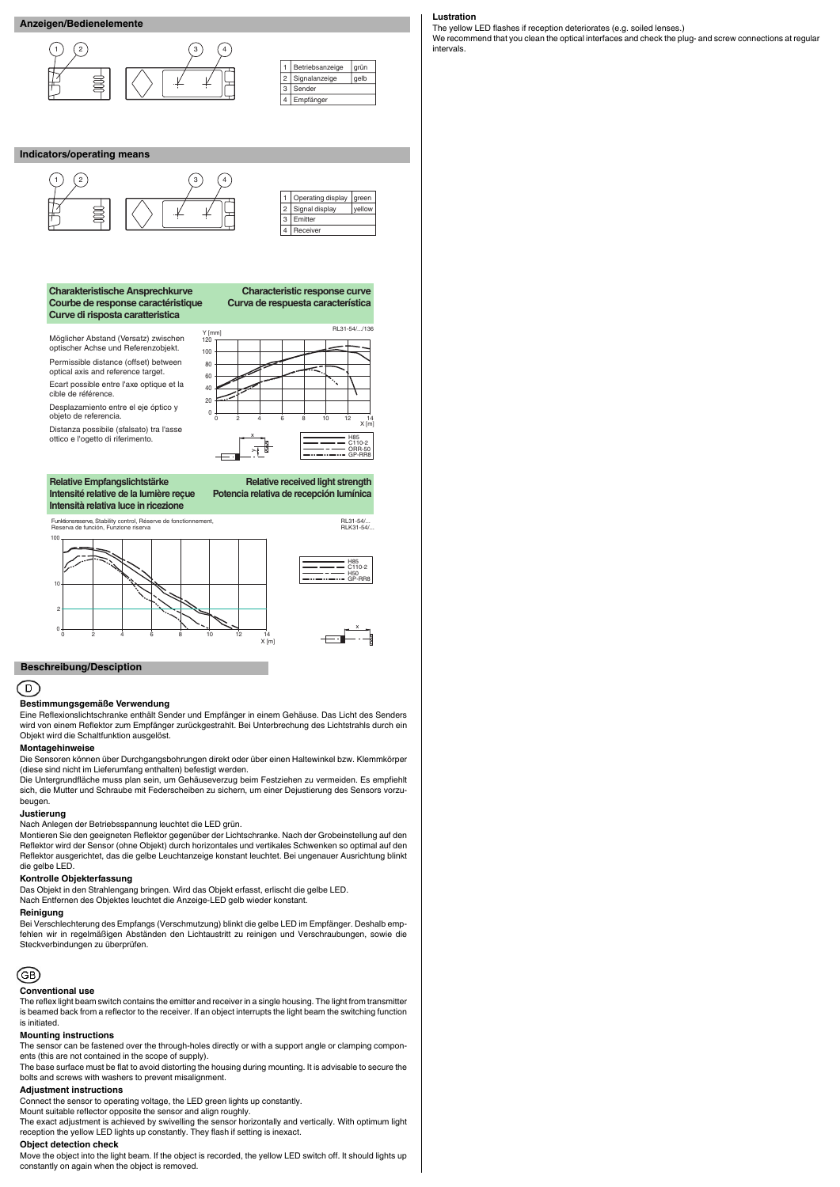## Anzeigen/Bedienelemente

| | | |
|---|---|---|
| 1 | Betriebsanzeige | grün |
| 2 | Signalanzeige | gelb |
| 3 | Sender | |
| 4 | Empfänger | |

## Indicators/operating means

| | | |
|---|---|---|
| 1 | Operating display | green |
| 2 | Signal display | yellow |
| 3 | Emitter | |
| 4 | Receiver | |

### Charakteristische Ansprechkurve / Characteristic response curve / Courbe de response caractéristique / Curva de respuesta característica / Curve di risposta caratteristica

Möglicher Abstand (Versatz) zwischen optischer Achse und Referenzobjekt.

Permissible distance (offset) between optical axis and reference target.

Ecart possible entre l'axe optique et la cible de référence.

Desplazamiento entre el eje óptico y objeto de referencia.

Distanza possibile (sfalsato) tra l'asse ottico e l'ogetto di riferimento.

RL31-54/.../136

Y [mm]

120
100
80
60
40
20
0

0 2 4 6 8 10 12 14
X [m]

H85
C110-2
ORR-50
GP-RR8

### Relative Empfangslichtstärke / Relative received light strength / Intensité relative de la lumière reçue / Potencia relativa de recepción lumínica / Intensità relativa luce in ricezione

Funktionsreserve, Stability control, Réserve de fonctionnement, Reserva de función, Funzione riserva

RL31-54/...
RLK31-54/...

100
10
2
0

0 2 4 6 8 10 12 14
X [m]

H85
C110-2
H50
GP-RR8

## Beschreibung/Desciption

(D)

### Bestimmungsgemäße Verwendung

Eine Reflexionslichtschranke enthält Sender und Empfänger in einem Gehäuse. Das Licht des Senders wird von einem Reflektor zum Empfänger zurückgestrahlt. Bei Unterbrechung des Lichtstrahls durch ein Objekt wird die Schaltfunktion ausgelöst.

### Montagehinweise

Die Sensoren können über Durchgangsbohrungen direkt oder über einen Haltewinkel bzw. Klemmkörper (diese sind nicht im Lieferumfang enthalten) befestigt werden.

Die Untergrundfläche muss plan sein, um Gehäuseverzug beim Festziehen zu vermeiden. Es empfiehlt sich, die Mutter und Schraube mit Federscheiben zu sichern, um einer Dejustierung des Sensors vorzubeugen.

### Justierung

Nach Anlegen der Betriebsspannung leuchtet die LED grün.

Montieren Sie den geeigneten Reflektor gegenüber der Lichtschranke. Nach der Grobeinstellung auf den Reflektor wird der Sensor (ohne Objekt) durch horizontales und vertikales Schwenken so optimal auf den Reflektor ausgerichtet, das die gelbe Leuchtanzeige konstant leuchtet. Bei ungenauer Ausrichtung blinkt die gelbe LED.

### Kontrolle Objekterfassung

Das Objekt in den Strahlengang bringen. Wird das Objekt erfasst, erlischt die gelbe LED.

Nach Entfernen des Objektes leuchtet die Anzeige-LED gelb wieder konstant.

### Reinigung

Bei Verschlechterung des Empfangs (Verschmutzung) blinkt die gelbe LED im Empfänger. Deshalb empfehlen wir in regelmäßigen Abständen den Lichtaustritt zu reinigen und Verschraubungen, sowie die Steckverbindungen zu überprüfen.

(GB)

### Conventional use

The reflex light beam switch contains the emitter and receiver in a single housing. The light from transmitter is beamed back from a reflector to the receiver. If an object interrupts the light beam the switching function is initiated.

### Mounting instructions

The sensor can be fastened over the through-holes directly or with a support angle or clamping components (this are not contained in the scope of supply).

The base surface must be flat to avoid distorting the housing during mounting. It is advisable to secure the bolts and screws with washers to prevent misalignment.

### Adjustment instructions

Connect the sensor to operating voltage, the LED green lights up constantly.

Mount suitable reflector opposite the sensor and align roughly.

The exact adjustment is achieved by swivelling the sensor horizontally and vertically. With optimum light reception the yellow LED lights up constantly. They flash if setting is inexact.

### Object detection check

Move the object into the light beam. If the object is recorded, the yellow LED switch off. It should lights up constantly on again when the object is removed.

### Lustration

The yellow LED flashes if reception deteriorates (e.g. soiled lenses.)

We recommend that you clean the optical interfaces and check the plug- and screw connections at regular intervals.